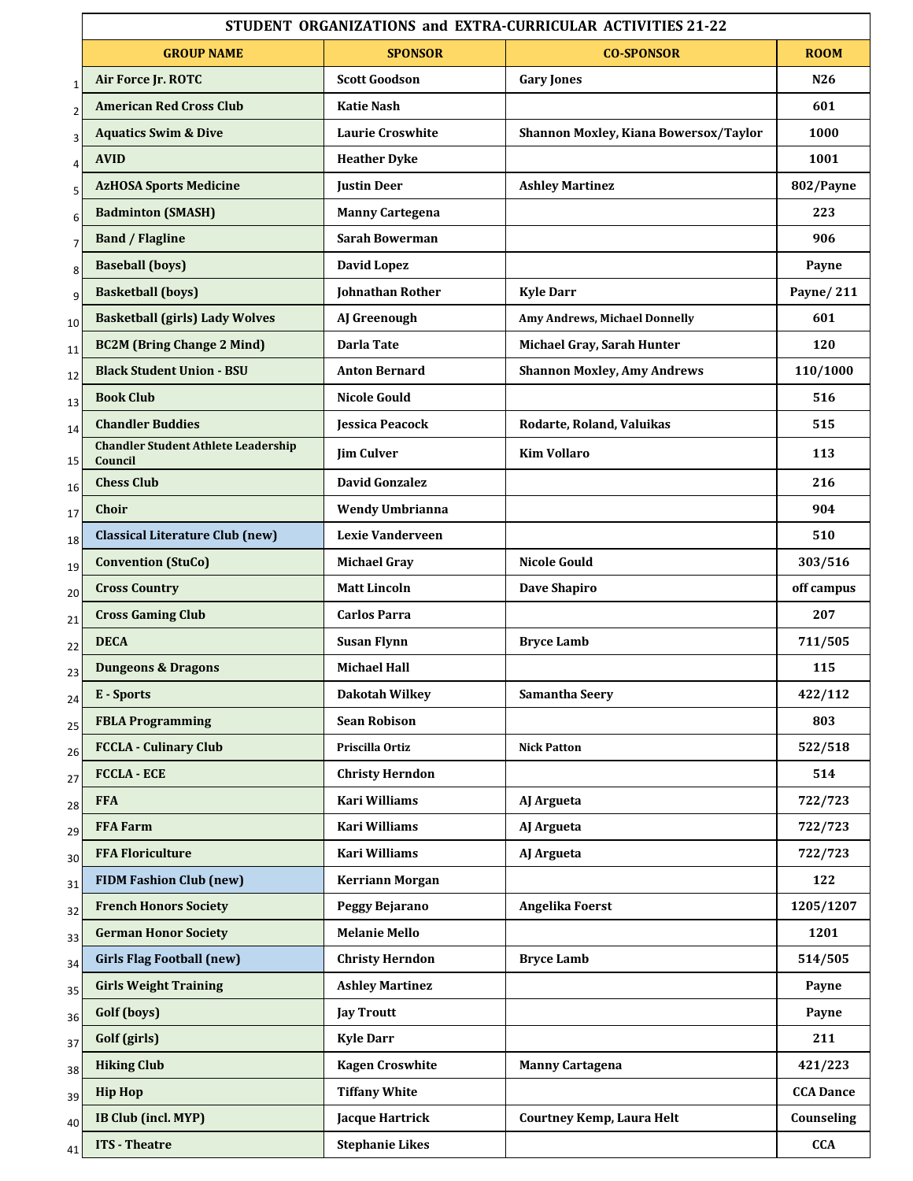| | STUDENT ORGANIZATIONS and EXTRA-CURRICULAR ACTIVITIES 21-22 | | | |
|---|---|---|---|---|
| | **GROUP NAME** | **SPONSOR** | **CO-SPONSOR** | **ROOM** |
| 1 | Air Force Jr. ROTC | Scott Goodson | Gary Jones | N26 |
| 2 | American Red Cross Club | Katie Nash | | 601 |
| 3 | Aquatics Swim & Dive | Laurie Croswhite | Shannon Moxley, Kiana Bowersox/Taylor | 1000 |
| 4 | AVID | Heather Dyke | | 1001 |
| 5 | AzHOSA Sports Medicine | Justin Deer | Ashley Martinez | 802/Payne |
| 6 | Badminton (SMASH) | Manny Cartegena | | 223 |
| 7 | Band / Flagline | Sarah Bowerman | | 906 |
| 8 | Baseball (boys) | David Lopez | | Payne |
| 9 | Basketball (boys) | Johnathan Rother | Kyle Darr | Payne/ 211 |
| 10 | Basketball (girls) Lady Wolves | AJ Greenough | Amy Andrews, Michael Donnelly | 601 |
| 11 | BC2M (Bring Change 2 Mind) | Darla Tate | Michael Gray, Sarah Hunter | 120 |
| 12 | Black Student Union - BSU | Anton Bernard | Shannon Moxley, Amy Andrews | 110/1000 |
| 13 | Book Club | Nicole Gould | | 516 |
| 14 | Chandler Buddies | Jessica Peacock | Rodarte, Roland, Valuikas | 515 |
| 15 | Chandler Student Athlete Leadership Council | Jim Culver | Kim Vollaro | 113 |
| 16 | Chess Club | David Gonzalez | | 216 |
| 17 | Choir | Wendy Umbrianna | | 904 |
| 18 | Classical Literature Club (new) | Lexie Vanderveen | | 510 |
| 19 | Convention (StuCo) | Michael Gray | Nicole Gould | 303/516 |
| 20 | Cross Country | Matt Lincoln | Dave Shapiro | off campus |
| 21 | Cross Gaming Club | Carlos Parra | | 207 |
| 22 | DECA | Susan Flynn | Bryce Lamb | 711/505 |
| 23 | Dungeons & Dragons | Michael Hall | | 115 |
| 24 | E - Sports | Dakotah Wilkey | Samantha Seery | 422/112 |
| 25 | FBLA Programming | Sean Robison | | 803 |
| 26 | FCCLA - Culinary Club | Priscilla Ortiz | Nick Patton | 522/518 |
| 27 | FCCLA - ECE | Christy Herndon | | 514 |
| 28 | FFA | Kari Williams | AJ Argueta | 722/723 |
| 29 | FFA Farm | Kari Williams | AJ Argueta | 722/723 |
| 30 | FFA Floriculture | Kari Williams | AJ Argueta | 722/723 |
| 31 | FIDM Fashion Club (new) | Kerriann Morgan | | 122 |
| 32 | French Honors Society | Peggy Bejarano | Angelika Foerst | 1205/1207 |
| 33 | German Honor Society | Melanie Mello | | 1201 |
| 34 | Girls Flag Football (new) | Christy Herndon | Bryce Lamb | 514/505 |
| 35 | Girls Weight Training | Ashley Martinez | | Payne |
| 36 | Golf (boys) | Jay Troutt | | Payne |
| 37 | Golf (girls) | Kyle Darr | | 211 |
| 38 | Hiking Club | Kagen Croswhite | Manny Cartagena | 421/223 |
| 39 | Hip Hop | Tiffany White | | CCA Dance |
| 40 | IB Club (incl. MYP) | Jacque Hartrick | Courtney Kemp, Laura Helt | Counseling |
| 41 | ITS - Theatre | Stephanie Likes | | CCA |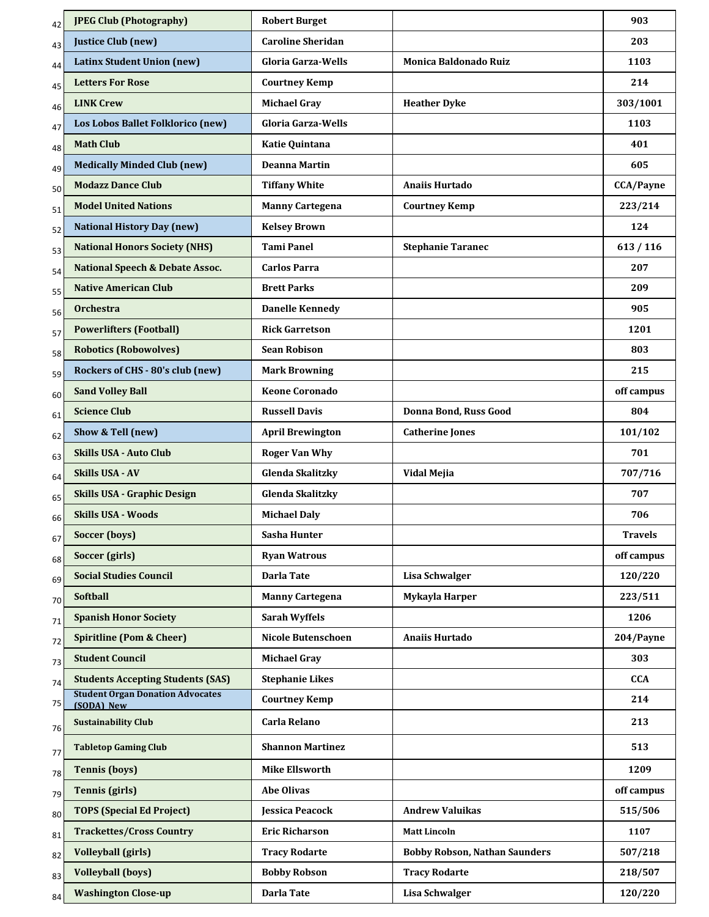| | | | | |
|---|---|---|---|---|
| 42 | **JPEG Club (Photography)** | **Robert Burget** | | **903** |
| 43 | **Justice Club (new)** | **Caroline Sheridan** | | **203** |
| 44 | **Latinx Student Union (new)** | **Gloria Garza-Wells** | **Monica Baldonado Ruiz** | **1103** |
| 45 | **Letters For Rose** | **Courtney Kemp** | | **214** |
| 46 | **LINK Crew** | **Michael Gray** | **Heather Dyke** | **303/1001** |
| 47 | **Los Lobos Ballet Folklorico (new)** | **Gloria Garza-Wells** | | **1103** |
| 48 | **Math Club** | **Katie Quintana** | | **401** |
| 49 | **Medically Minded Club (new)** | **Deanna Martin** | | **605** |
| 50 | **Modazz Dance Club** | **Tiffany White** | **Anaiis Hurtado** | **CCA/Payne** |
| 51 | **Model United Nations** | **Manny Cartegena** | **Courtney Kemp** | **223/214** |
| 52 | **National History Day (new)** | **Kelsey Brown** | | **124** |
| 53 | **National Honors Society (NHS)** | **Tami Panel** | **Stephanie Taranec** | **613 / 116** |
| 54 | **National Speech & Debate Assoc.** | **Carlos Parra** | | **207** |
| 55 | **Native American Club** | **Brett Parks** | | **209** |
| 56 | **Orchestra** | **Danelle Kennedy** | | **905** |
| 57 | **Powerlifters (Football)** | **Rick Garretson** | | **1201** |
| 58 | **Robotics (Robowolves)** | **Sean Robison** | | **803** |
| 59 | **Rockers of CHS - 80's club (new)** | **Mark Browning** | | **215** |
| 60 | **Sand Volley Ball** | **Keone Coronado** | | **off campus** |
| 61 | **Science Club** | **Russell Davis** | **Donna Bond, Russ Good** | **804** |
| 62 | **Show & Tell (new)** | **April Brewington** | **Catherine Jones** | **101/102** |
| 63 | **Skills USA - Auto Club** | **Roger Van Why** | | **701** |
| 64 | **Skills USA - AV** | **Glenda Skalitzky** | **Vidal Mejia** | **707/716** |
| 65 | **Skills USA - Graphic Design** | **Glenda Skalitzky** | | **707** |
| 66 | **Skills USA - Woods** | **Michael Daly** | | **706** |
| 67 | **Soccer (boys)** | **Sasha Hunter** | | **Travels** |
| 68 | **Soccer (girls)** | **Ryan Watrous** | | **off campus** |
| 69 | **Social Studies Council** | **Darla Tate** | **Lisa Schwalger** | **120/220** |
| 70 | **Softball** | **Manny Cartegena** | **Mykayla Harper** | **223/511** |
| 71 | **Spanish Honor Society** | **Sarah Wyffels** | | **1206** |
| 72 | **Spiritline (Pom & Cheer)** | **Nicole Butenschoen** | **Anaiis Hurtado** | **204/Payne** |
| 73 | **Student Council** | **Michael Gray** | | **303** |
| 74 | **Students Accepting Students (SAS)** | **Stephanie Likes** | | **CCA** |
| 75 | **Student Organ Donation Advocates (SODA) New** | **Courtney Kemp** | | **214** |
| 76 | **Sustainability Club** | **Carla Relano** | | **213** |
| 77 | **Tabletop Gaming Club** | **Shannon Martinez** | | **513** |
| 78 | **Tennis (boys)** | **Mike Ellsworth** | | **1209** |
| 79 | **Tennis (girls)** | **Abe Olivas** | | **off campus** |
| 80 | **TOPS (Special Ed Project)** | **Jessica Peacock** | **Andrew Valuikas** | **515/506** |
| 81 | **Trackettes/Cross Country** | **Eric Richarson** | **Matt Lincoln** | **1107** |
| 82 | **Volleyball (girls)** | **Tracy Rodarte** | **Bobby Robson, Nathan Saunders** | **507/218** |
| 83 | **Volleyball (boys)** | **Bobby Robson** | **Tracy Rodarte** | **218/507** |
| 84 | **Washington Close-up** | **Darla Tate** | **Lisa Schwalger** | **120/220** |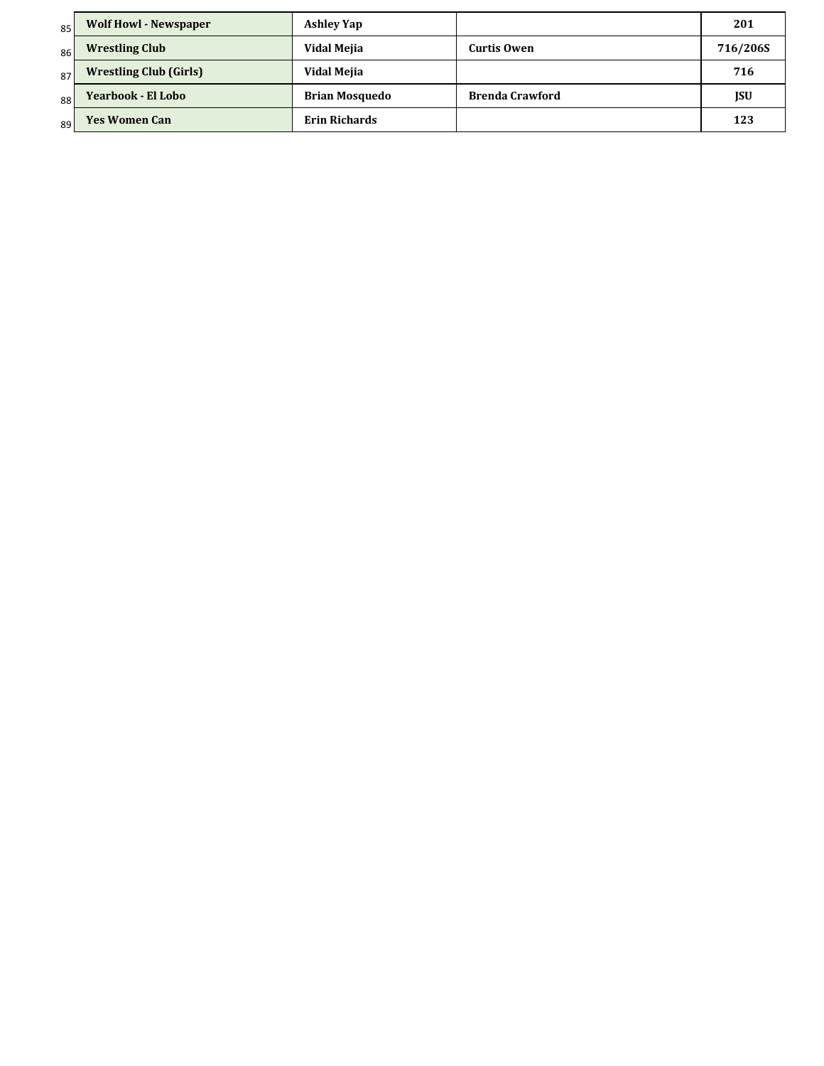| | | | | |
|---|---|---|---|---|
| 85 | **Wolf Howl - Newspaper** | **Ashley Yap** | | **201** |
| 86 | **Wrestling Club** | **Vidal Mejia** | **Curtis Owen** | **716/206S** |
| 87 | **Wrestling Club (Girls)** | **Vidal Mejia** | | **716** |
| 88 | **Yearbook - El Lobo** | **Brian Mosquedo** | **Brenda Crawford** | **JSU** |
| 89 | **Yes Women Can** | **Erin Richards** | | **123** |